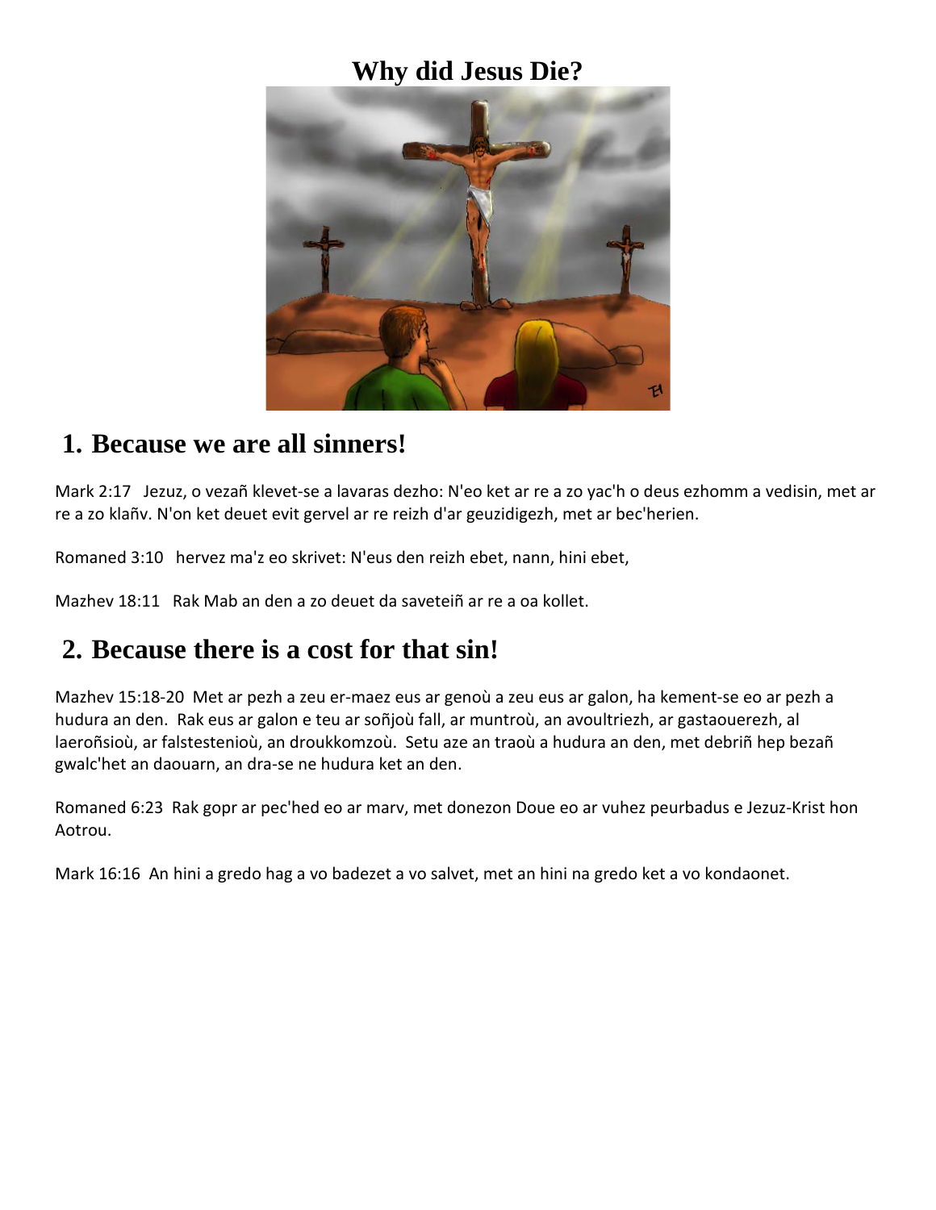# Why did Jesus Die?

## 1. Because we are all sinners!

Mark 2:17   Jezuz, o vezañ klevet-se a lavaras dezho: N'eo ket ar re a zo yac'h o deus ezhomm a vedisin, met ar re a zo klañv. N'on ket deuet evit gervel ar re reizh d'ar geuzidigezh, met ar bec'herien.

Romaned 3:10   hervez ma'z eo skrivet: N'eus den reizh ebet, nann, hini ebet,

Mazhev 18:11   Rak Mab an den a zo deuet da saveteiñ ar re a oa kollet.

## 2. Because there is a cost for that sin!

Mazhev 15:18-20  Met ar pezh a zeu er-maez eus ar genoù a zeu eus ar galon, ha kement-se eo ar pezh a hudura an den.  Rak eus ar galon e teu ar soñjoù fall, ar muntroù, an avoultriezh, ar gastaouerezh, al laeroñsioù, ar falstestenioù, an droukkomzoù.  Setu aze an traoù a hudura an den, met debriñ hep bezañ gwalc'het an daouarn, an dra-se ne hudura ket an den.

Romaned 6:23  Rak gopr ar pec'hed eo ar marv, met donezon Doue eo ar vuhez peurbadus e Jezuz-Krist hon Aotrou.

Mark 16:16  An hini a gredo hag a vo badezet a vo salvet, met an hini na gredo ket a vo kondaonet.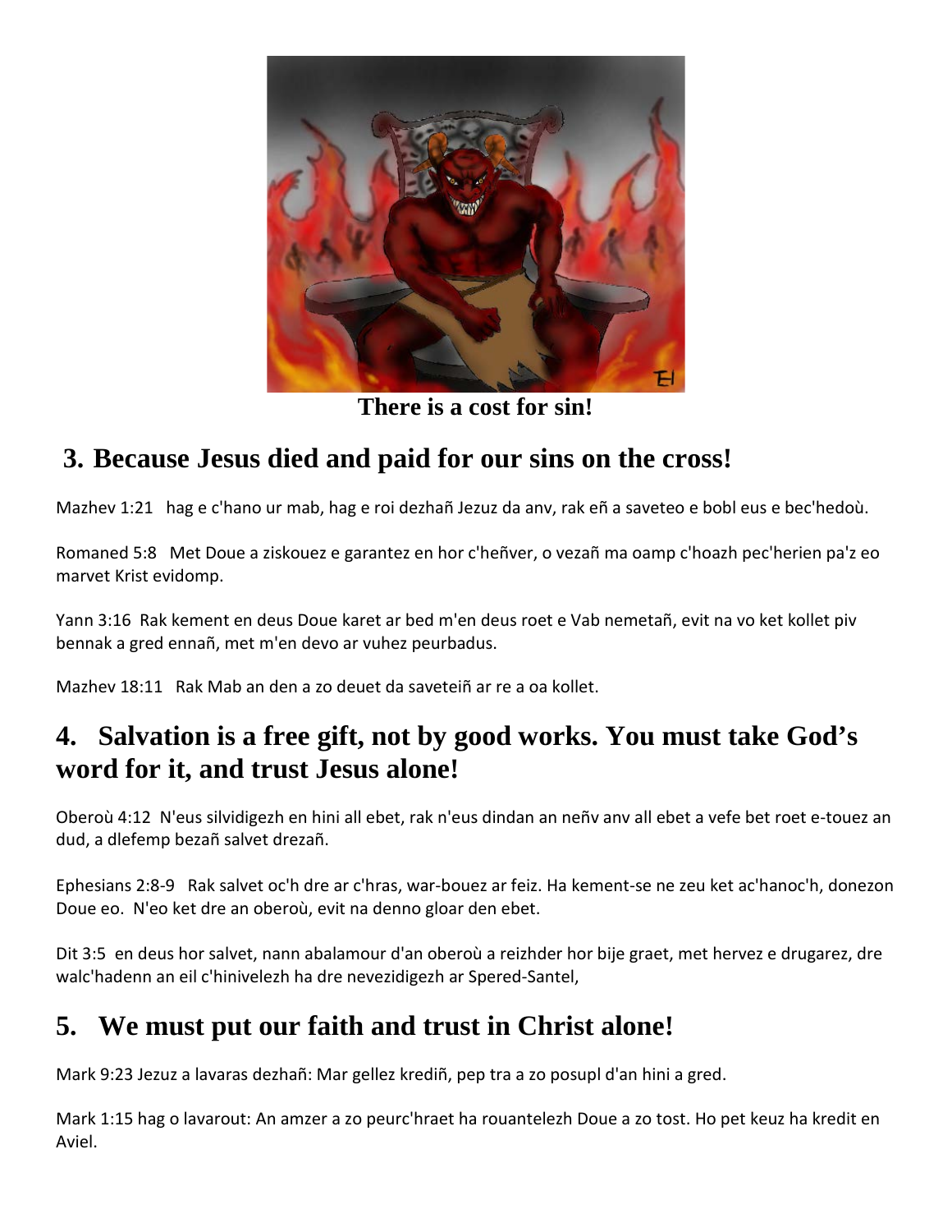There is a cost for sin!

## 3. Because Jesus died and paid for our sins on the cross!

Mazhev 1:21 hag e c'hano ur mab, hag e roi dezhañ Jezuz da anv, rak eñ a saveteo e bobl eus e bec'hedoù.

Romaned 5:8 Met Doue a ziskouez e garantez en hor c'heñver, o vezañ ma oamp c'hoazh pec'herien pa'z eo marvet Krist evidomp.

Yann 3:16 Rak kement en deus Doue karet ar bed m'en deus roet e Vab nemetañ, evit na vo ket kollet piv bennak a gred ennañ, met m'en devo ar vuhez peurbadus.

Mazhev 18:11 Rak Mab an den a zo deuet da saveteiñ ar re a oa kollet.

## 4. Salvation is a free gift, not by good works. You must take God's word for it, and trust Jesus alone!

Oberoù 4:12 N'eus silvidigezh en hini all ebet, rak n'eus dindan an neñv anv all ebet a vefe bet roet e-touez an dud, a dlefemp bezañ salvet drezañ.

Ephesians 2:8-9 Rak salvet oc'h dre ar c'hras, war-bouez ar feiz. Ha kement-se ne zeu ket ac'hanoc'h, donezon Doue eo. N'eo ket dre an oberoù, evit na denno gloar den ebet.

Dit 3:5 en deus hor salvet, nann abalamour d'an oberoù a reizhder hor bije graet, met hervez e drugarez, dre walc'hadenn an eil c'hinivelezh ha dre nevezidigezh ar Spered-Santel,

## 5. We must put our faith and trust in Christ alone!

Mark 9:23 Jezuz a lavaras dezhañ: Mar gellez krediñ, pep tra a zo posupl d'an hini a gred.

Mark 1:15 hag o lavarout: An amzer a zo peurc'hraet ha rouantelezh Doue a zo tost. Ho pet keuz ha kredit en Aviel.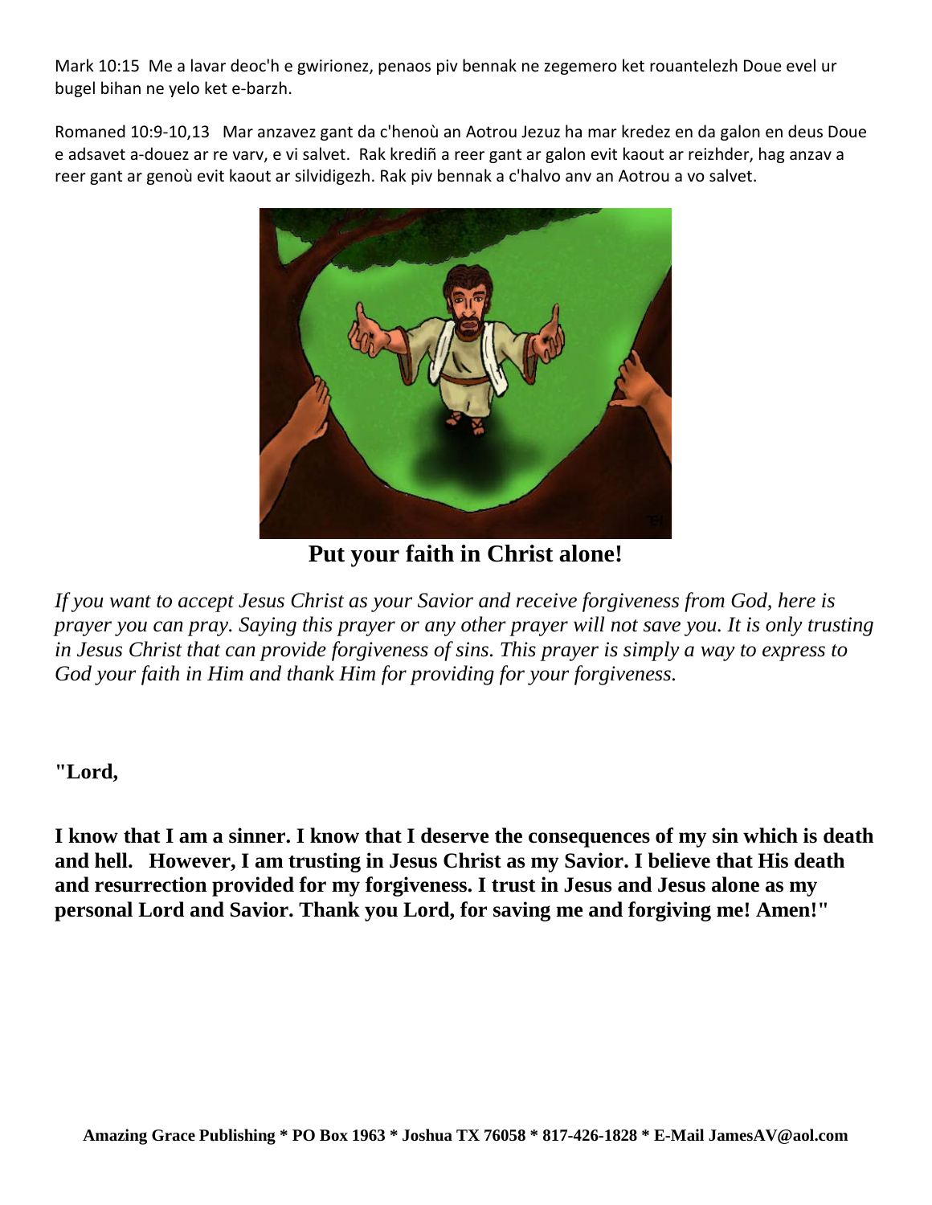Mark 10:15 Me a lavar deoc'h e gwirionez, penaos piv bennak ne zegemero ket rouantelezh Doue evel ur bugel bihan ne yelo ket e-barzh.

Romaned 10:9-10,13 Mar anzavez gant da c'henoù an Aotrou Jezuz ha mar kredez en da galon en deus Doue e adsavet a-douez ar re varv, e vi salvet. Rak krediñ a reer gant ar galon evit kaout ar reizhder, hag anzav a reer gant ar genoù evit kaout ar silvidigezh. Rak piv bennak a c'halvo anv an Aotrou a vo salvet.

**Put your faith in Christ alone!**

*If you want to accept Jesus Christ as your Savior and receive forgiveness from God, here is prayer you can pray. Saying this prayer or any other prayer will not save you. It is only trusting in Jesus Christ that can provide forgiveness of sins. This prayer is simply a way to express to God your faith in Him and thank Him for providing for your forgiveness.*

**"Lord,**

**I know that I am a sinner. I know that I deserve the consequences of my sin which is death and hell. However, I am trusting in Jesus Christ as my Savior. I believe that His death and resurrection provided for my forgiveness. I trust in Jesus and Jesus alone as my personal Lord and Savior. Thank you Lord, for saving me and forgiving me! Amen!"**

**Amazing Grace Publishing * PO Box 1963 * Joshua TX 76058 * 817-426-1828 * E-Mail JamesAV@aol.com**